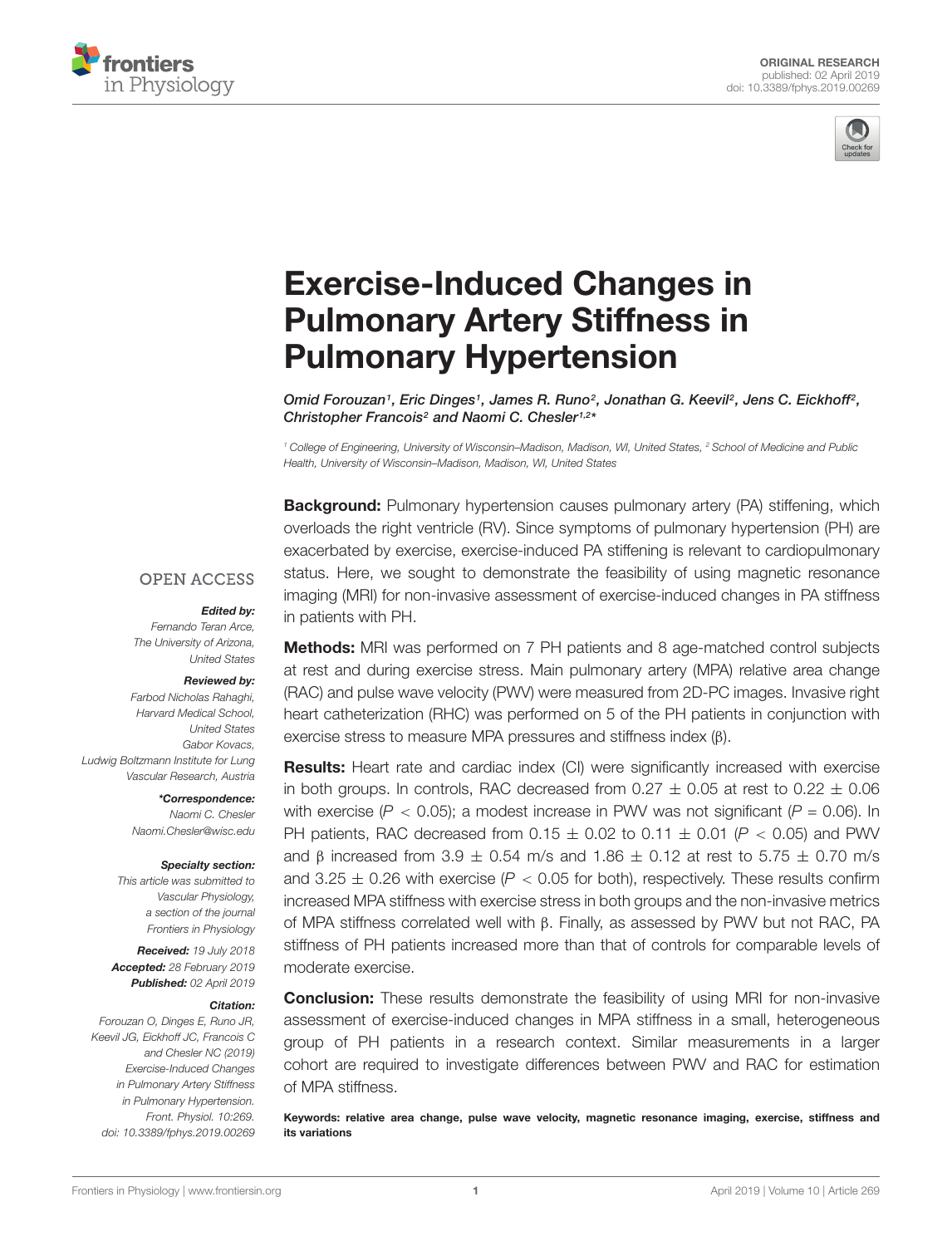ORIGINAL RESEARCH
published: 02 April 2019
doi: 10.3389/fphys.2019.00269

# Exercise-Induced Changes in Pulmonary Artery Stiffness in Pulmonary Hypertension

*Omid Forouzan[1], Eric Dinges[1], James R. Runo[2], Jonathan G. Keevil[2], Jens C. Eickhoff[2], Christopher Francois[2] and Naomi C. Chesler[1,2]\**

[1] College of Engineering, University of Wisconsin–Madison, Madison, WI, United States, [2] School of Medicine and Public Health, University of Wisconsin–Madison, Madison, WI, United States

OPEN ACCESS

***Edited by:***
Fernando Teran Arce,
The University of Arizona,
United States

***Reviewed by:***
Farbod Nicholas Rahaghi,
Harvard Medical School,
United States
Gabor Kovacs,
Ludwig Boltzmann Institute for Lung Vascular Research, Austria

***\*Correspondence:***
Naomi C. Chesler
Naomi.Chesler@wisc.edu

***Specialty section:***
This article was submitted to Vascular Physiology, a section of the journal Frontiers in Physiology

***Received:*** 19 July 2018
***Accepted:*** 28 February 2019
***Published:*** 02 April 2019

***Citation:***
Forouzan O, Dinges E, Runo JR, Keevil JG, Eickhoff JC, Francois C and Chesler NC (2019) Exercise-Induced Changes in Pulmonary Artery Stiffness in Pulmonary Hypertension. Front. Physiol. 10:269. doi: 10.3389/fphys.2019.00269

**Background:** Pulmonary hypertension causes pulmonary artery (PA) stiffening, which overloads the right ventricle (RV). Since symptoms of pulmonary hypertension (PH) are exacerbated by exercise, exercise-induced PA stiffening is relevant to cardiopulmonary status. Here, we sought to demonstrate the feasibility of using magnetic resonance imaging (MRI) for non-invasive assessment of exercise-induced changes in PA stiffness in patients with PH.

**Methods:** MRI was performed on 7 PH patients and 8 age-matched control subjects at rest and during exercise stress. Main pulmonary artery (MPA) relative area change (RAC) and pulse wave velocity (PWV) were measured from 2D-PC images. Invasive right heart catheterization (RHC) was performed on 5 of the PH patients in conjunction with exercise stress to measure MPA pressures and stiffness index ($\beta$).

**Results:** Heart rate and cardiac index (CI) were significantly increased with exercise in both groups. In controls, RAC decreased from $0.27 \pm 0.05$ at rest to $0.22 \pm 0.06$ with exercise ($P < 0.05$); a modest increase in PWV was not significant ($P = 0.06$). In PH patients, RAC decreased from $0.15 \pm 0.02$ to $0.11 \pm 0.01$ ($P < 0.05$) and PWV and $\beta$ increased from $3.9 \pm 0.54$ m/s and $1.86 \pm 0.12$ at rest to $5.75 \pm 0.70$ m/s and $3.25 \pm 0.26$ with exercise ($P < 0.05$ for both), respectively. These results confirm increased MPA stiffness with exercise stress in both groups and the non-invasive metrics of MPA stiffness correlated well with $\beta$. Finally, as assessed by PWV but not RAC, PA stiffness of PH patients increased more than that of controls for comparable levels of moderate exercise.

**Conclusion:** These results demonstrate the feasibility of using MRI for non-invasive assessment of exercise-induced changes in MPA stiffness in a small, heterogeneous group of PH patients in a research context. Similar measurements in a larger cohort are required to investigate differences between PWV and RAC for estimation of MPA stiffness.

**Keywords: relative area change, pulse wave velocity, magnetic resonance imaging, exercise, stiffness and its variations**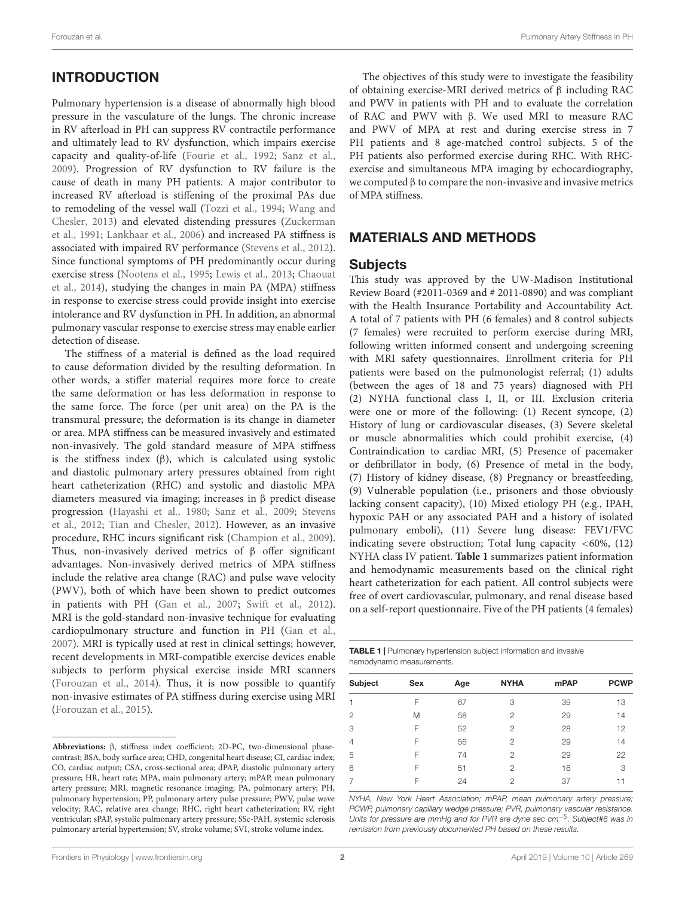## INTRODUCTION

Pulmonary hypertension is a disease of abnormally high blood pressure in the vasculature of the lungs. The chronic increase in RV afterload in PH can suppress RV contractile performance and ultimately lead to RV dysfunction, which impairs exercise capacity and quality-of-life (Fourie et al., 1992; Sanz et al., 2009). Progression of RV dysfunction to RV failure is the cause of death in many PH patients. A major contributor to increased RV afterload is stiffening of the proximal PAs due to remodeling of the vessel wall (Tozzi et al., 1994; Wang and Chesler, 2013) and elevated distending pressures (Zuckerman et al., 1991; Lankhaar et al., 2006) and increased PA stiffness is associated with impaired RV performance (Stevens et al., 2012). Since functional symptoms of PH predominantly occur during exercise stress (Nootens et al., 1995; Lewis et al., 2013; Chaouat et al., 2014), studying the changes in main PA (MPA) stiffness in response to exercise stress could provide insight into exercise intolerance and RV dysfunction in PH. In addition, an abnormal pulmonary vascular response to exercise stress may enable earlier detection of disease.

The stiffness of a material is defined as the load required to cause deformation divided by the resulting deformation. In other words, a stiffer material requires more force to create the same deformation or has less deformation in response to the same force. The force (per unit area) on the PA is the transmural pressure; the deformation is its change in diameter or area. MPA stiffness can be measured invasively and estimated non-invasively. The gold standard measure of MPA stiffness is the stiffness index (β), which is calculated using systolic and diastolic pulmonary artery pressures obtained from right heart catheterization (RHC) and systolic and diastolic MPA diameters measured via imaging; increases in β predict disease progression (Hayashi et al., 1980; Sanz et al., 2009; Stevens et al., 2012; Tian and Chesler, 2012). However, as an invasive procedure, RHC incurs significant risk (Champion et al., 2009). Thus, non-invasively derived metrics of β offer significant advantages. Non-invasively derived metrics of MPA stiffness include the relative area change (RAC) and pulse wave velocity (PWV), both of which have been shown to predict outcomes in patients with PH (Gan et al., 2007; Swift et al., 2012). MRI is the gold-standard non-invasive technique for evaluating cardiopulmonary structure and function in PH (Gan et al., 2007). MRI is typically used at rest in clinical settings; however, recent developments in MRI-compatible exercise devices enable subjects to perform physical exercise inside MRI scanners (Forouzan et al., 2014). Thus, it is now possible to quantify non-invasive estimates of PA stiffness during exercise using MRI (Forouzan et al., 2015).

**Abbreviations:** β, stiffness index coefficient; 2D-PC, two-dimensional phase-contrast; BSA, body surface area; CHD, congenital heart disease; CI, cardiac index; CO, cardiac output; CSA, cross-sectional area; dPAP, diastolic pulmonary artery pressure; HR, heart rate; MPA, main pulmonary artery; mPAP, mean pulmonary artery pressure; MRI, magnetic resonance imaging; PA, pulmonary artery; PH, pulmonary hypertension; PP, pulmonary artery pulse pressure; PWV, pulse wave velocity; RAC, relative area change; RHC, right heart catheterization; RV, right ventricular; sPAP, systolic pulmonary artery pressure; SSc-PAH, systemic sclerosis pulmonary arterial hypertension; SV, stroke volume; SVI, stroke volume index.

The objectives of this study were to investigate the feasibility of obtaining exercise-MRI derived metrics of β including RAC and PWV in patients with PH and to evaluate the correlation of RAC and PWV with β. We used MRI to measure RAC and PWV of MPA at rest and during exercise stress in 7 PH patients and 8 age-matched control subjects. 5 of the PH patients also performed exercise during RHC. With RHC-exercise and simultaneous MPA imaging by echocardiography, we computed β to compare the non-invasive and invasive metrics of MPA stiffness.

## MATERIALS AND METHODS

### Subjects

This study was approved by the UW-Madison Institutional Review Board (#2011-0369 and # 2011-0890) and was compliant with the Health Insurance Portability and Accountability Act. A total of 7 patients with PH (6 females) and 8 control subjects (7 females) were recruited to perform exercise during MRI, following written informed consent and undergoing screening with MRI safety questionnaires. Enrollment criteria for PH patients were based on the pulmonologist referral; (1) adults (between the ages of 18 and 75 years) diagnosed with PH (2) NYHA functional class I, II, or III. Exclusion criteria were one or more of the following: (1) Recent syncope, (2) History of lung or cardiovascular diseases, (3) Severe skeletal or muscle abnormalities which could prohibit exercise, (4) Contraindication to cardiac MRI, (5) Presence of pacemaker or defibrillator in body, (6) Presence of metal in the body, (7) History of kidney disease, (8) Pregnancy or breastfeeding, (9) Vulnerable population (i.e., prisoners and those obviously lacking consent capacity), (10) Mixed etiology PH (e.g., IPAH, hypoxic PAH or any associated PAH and a history of isolated pulmonary emboli), (11) Severe lung disease: FEV1/FVC indicating severe obstruction; Total lung capacity <60%, (12) NYHA class IV patient. **Table 1** summarizes patient information and hemodynamic measurements based on the clinical right heart catheterization for each patient. All control subjects were free of overt cardiovascular, pulmonary, and renal disease based on a self-report questionnaire. Five of the PH patients (4 females)

**TABLE 1** | Pulmonary hypertension subject information and invasive hemodynamic measurements.

| Subject | Sex | Age | NYHA | mPAP | PCWP |
|---|---|---|---|---|---|
| 1 | F | 67 | 3 | 39 | 13 |
| 2 | M | 58 | 2 | 29 | 14 |
| 3 | F | 52 | 2 | 28 | 12 |
| 4 | F | 56 | 2 | 29 | 14 |
| 5 | F | 74 | 2 | 29 | 22 |
| 6 | F | 51 | 2 | 16 | 3 |
| 7 | F | 24 | 2 | 37 | 11 |

*NYHA, New York Heart Association; mPAP, mean pulmonary artery pressure; PCWP, pulmonary capillary wedge pressure; PVR, pulmonary vascular resistance. Units for pressure are mmHg and for PVR are dyne sec $cm^{-5}$. Subject#6 was in remission from previously documented PH based on these results.*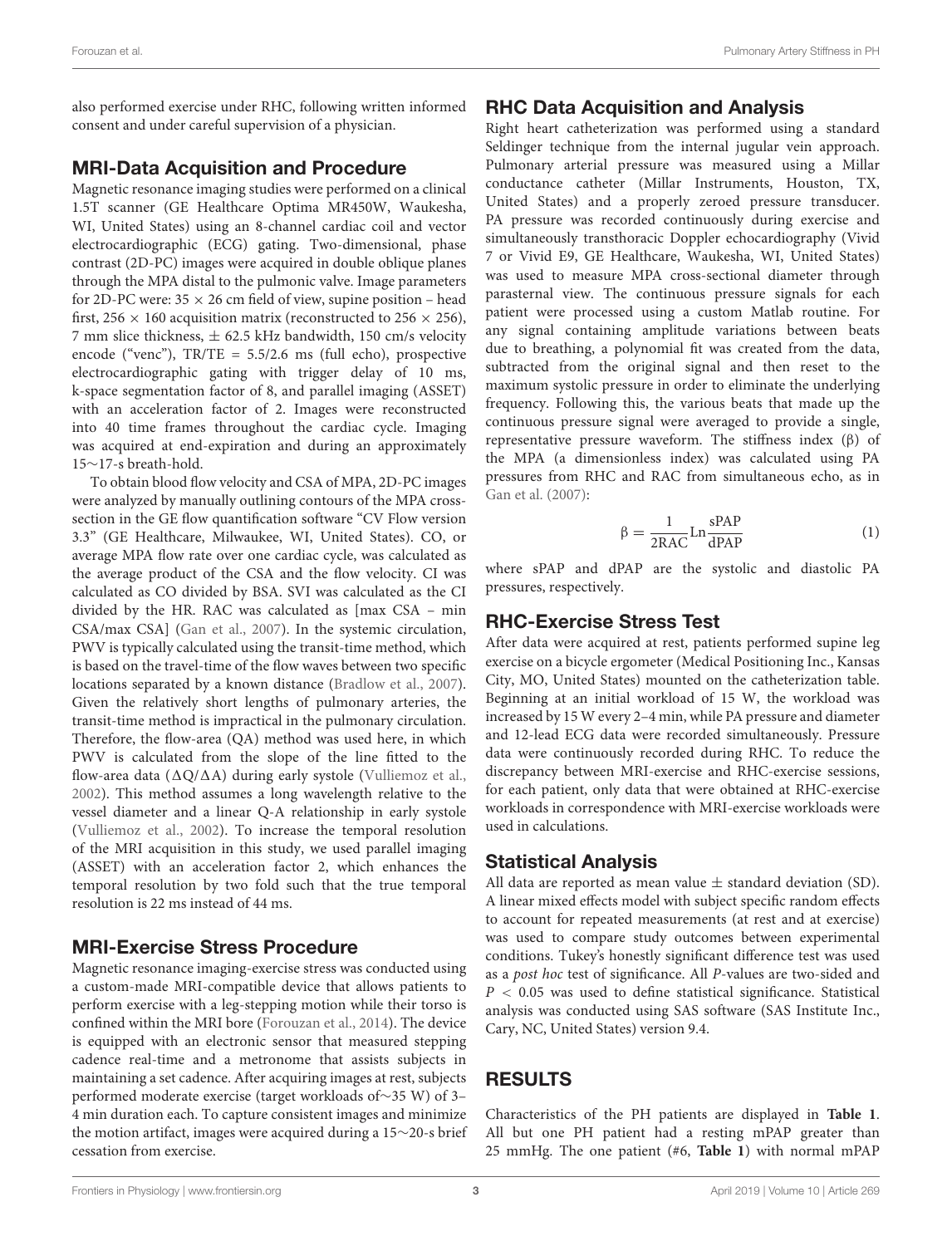also performed exercise under RHC, following written informed consent and under careful supervision of a physician.

## MRI-Data Acquisition and Procedure

Magnetic resonance imaging studies were performed on a clinical 1.5T scanner (GE Healthcare Optima MR450W, Waukesha, WI, United States) using an 8-channel cardiac coil and vector electrocardiographic (ECG) gating. Two-dimensional, phase contrast (2D-PC) images were acquired in double oblique planes through the MPA distal to the pulmonic valve. Image parameters for 2D-PC were: 35 × 26 cm field of view, supine position – head first, 256 × 160 acquisition matrix (reconstructed to 256 × 256), 7 mm slice thickness, ± 62.5 kHz bandwidth, 150 cm/s velocity encode ("venc"), TR/TE = 5.5/2.6 ms (full echo), prospective electrocardiographic gating with trigger delay of 10 ms, k-space segmentation factor of 8, and parallel imaging (ASSET) with an acceleration factor of 2. Images were reconstructed into 40 time frames throughout the cardiac cycle. Imaging was acquired at end-expiration and during an approximately 15∼17-s breath-hold.

To obtain blood flow velocity and CSA of MPA, 2D-PC images were analyzed by manually outlining contours of the MPA cross-section in the GE flow quantification software "CV Flow version 3.3" (GE Healthcare, Milwaukee, WI, United States). CO, or average MPA flow rate over one cardiac cycle, was calculated as the average product of the CSA and the flow velocity. CI was calculated as CO divided by BSA. SVI was calculated as the CI divided by the HR. RAC was calculated as [max CSA – min CSA/max CSA] (Gan et al., 2007). In the systemic circulation, PWV is typically calculated using the transit-time method, which is based on the travel-time of the flow waves between two specific locations separated by a known distance (Bradlow et al., 2007). Given the relatively short lengths of pulmonary arteries, the transit-time method is impractical in the pulmonary circulation. Therefore, the flow-area (QA) method was used here, in which PWV is calculated from the slope of the line fitted to the flow-area data ($\Delta Q/\Delta A$) during early systole (Vulliemoz et al., 2002). This method assumes a long wavelength relative to the vessel diameter and a linear Q-A relationship in early systole (Vulliemoz et al., 2002). To increase the temporal resolution of the MRI acquisition in this study, we used parallel imaging (ASSET) with an acceleration factor 2, which enhances the temporal resolution by two fold such that the true temporal resolution is 22 ms instead of 44 ms.

## MRI-Exercise Stress Procedure

Magnetic resonance imaging-exercise stress was conducted using a custom-made MRI-compatible device that allows patients to perform exercise with a leg-stepping motion while their torso is confined within the MRI bore (Forouzan et al., 2014). The device is equipped with an electronic sensor that measured stepping cadence real-time and a metronome that assists subjects in maintaining a set cadence. After acquiring images at rest, subjects performed moderate exercise (target workloads of∼35 W) of 3–4 min duration each. To capture consistent images and minimize the motion artifact, images were acquired during a 15∼20-s brief cessation from exercise.

## RHC Data Acquisition and Analysis

Right heart catheterization was performed using a standard Seldinger technique from the internal jugular vein approach. Pulmonary arterial pressure was measured using a Millar conductance catheter (Millar Instruments, Houston, TX, United States) and a properly zeroed pressure transducer. PA pressure was recorded continuously during exercise and simultaneously transthoracic Doppler echocardiography (Vivid 7 or Vivid E9, GE Healthcare, Waukesha, WI, United States) was used to measure MPA cross-sectional diameter through parasternal view. The continuous pressure signals for each patient were processed using a custom Matlab routine. For any signal containing amplitude variations between beats due to breathing, a polynomial fit was created from the data, subtracted from the original signal and then reset to the maximum systolic pressure in order to eliminate the underlying frequency. Following this, the various beats that made up the continuous pressure signal were averaged to provide a single, representative pressure waveform. The stiffness index (β) of the MPA (a dimensionless index) was calculated using PA pressures from RHC and RAC from simultaneous echo, as in Gan et al. (2007):

$$\beta = \frac{1}{2\mathrm{RAC}} \mathrm{Ln} \frac{\mathrm{sPAP}}{\mathrm{dPAP}} \tag{1}$$

where sPAP and dPAP are the systolic and diastolic PA pressures, respectively.

## RHC-Exercise Stress Test

After data were acquired at rest, patients performed supine leg exercise on a bicycle ergometer (Medical Positioning Inc., Kansas City, MO, United States) mounted on the catheterization table. Beginning at an initial workload of 15 W, the workload was increased by 15 W every 2–4 min, while PA pressure and diameter and 12-lead ECG data were recorded simultaneously. Pressure data were continuously recorded during RHC. To reduce the discrepancy between MRI-exercise and RHC-exercise sessions, for each patient, only data that were obtained at RHC-exercise workloads in correspondence with MRI-exercise workloads were used in calculations.

## Statistical Analysis

All data are reported as mean value ± standard deviation (SD). A linear mixed effects model with subject specific random effects to account for repeated measurements (at rest and at exercise) was used to compare study outcomes between experimental conditions. Tukey's honestly significant difference test was used as a *post hoc* test of significance. All *P*-values are two-sided and $P < 0.05$ was used to define statistical significance. Statistical analysis was conducted using SAS software (SAS Institute Inc., Cary, NC, United States) version 9.4.

# RESULTS

Characteristics of the PH patients are displayed in **Table 1**. All but one PH patient had a resting mPAP greater than 25 mmHg. The one patient (#6, **Table 1**) with normal mPAP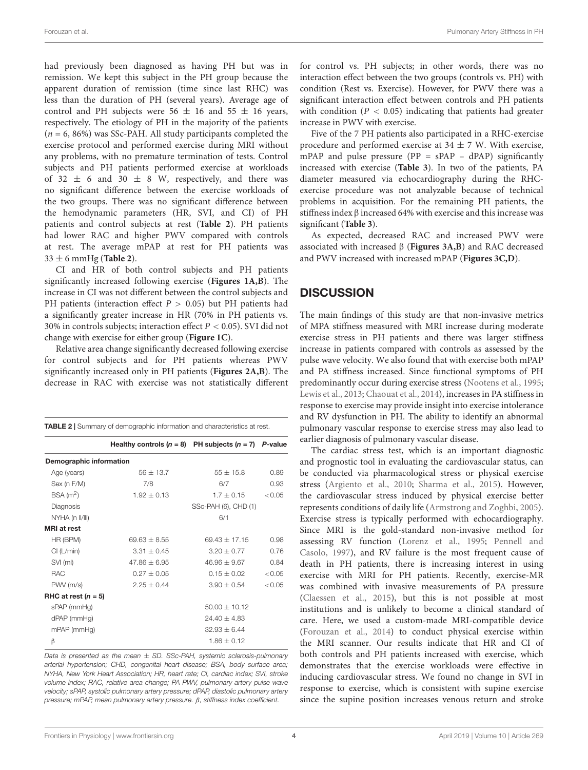had previously been diagnosed as having PH but was in remission. We kept this subject in the PH group because the apparent duration of remission (time since last RHC) was less than the duration of PH (several years). Average age of control and PH subjects were 56 ± 16 and 55 ± 16 years, respectively. The etiology of PH in the majority of the patients ($n$ = 6, 86%) was SSc-PAH. All study participants completed the exercise protocol and performed exercise during MRI without any problems, with no premature termination of tests. Control subjects and PH patients performed exercise at workloads of 32 ± 6 and 30 ± 8 W, respectively, and there was no significant difference between the exercise workloads of the two groups. There was no significant difference between the hemodynamic parameters (HR, SVI, and CI) of PH patients and control subjects at rest (**Table 2**). PH patients had lower RAC and higher PWV compared with controls at rest. The average mPAP at rest for PH patients was 33 ± 6 mmHg (**Table 2**).

CI and HR of both control subjects and PH patients significantly increased following exercise (**Figures 1A,B**). The increase in CI was not different between the control subjects and PH patients (interaction effect $P > 0.05$) but PH patients had a significantly greater increase in HR (70% in PH patients vs. 30% in controls subjects; interaction effect $P < 0.05$). SVI did not change with exercise for either group (**Figure 1C**).

Relative area change significantly decreased following exercise for control subjects and for PH patients whereas PWV significantly increased only in PH patients (**Figures 2A,B**). The decrease in RAC with exercise was not statistically different for control vs. PH subjects; in other words, there was no interaction effect between the two groups (controls vs. PH) with condition (Rest vs. Exercise). However, for PWV there was a significant interaction effect between controls and PH patients with condition ($P < 0.05$) indicating that patients had greater increase in PWV with exercise.

Five of the 7 PH patients also participated in a RHC-exercise procedure and performed exercise at 34 ± 7 W. With exercise, mPAP and pulse pressure (PP = sPAP – dPAP) significantly increased with exercise (**Table 3**). In two of the patients, PA diameter measured via echocardiography during the RHC-exercise procedure was not analyzable because of technical problems in acquisition. For the remaining PH patients, the stiffness index β increased 64% with exercise and this increase was significant (**Table 3**).

As expected, decreased RAC and increased PWV were associated with increased β (**Figures 3A,B**) and RAC decreased and PWV increased with increased mPAP (**Figures 3C,D**).

**TABLE 2** | Summary of demographic information and characteristics at rest.

| | Healthy controls ($n$ = 8) | PH subjects ($n$ = 7) | $P$-value |
|---|---|---|---|
| **Demographic information** | | | |
| Age (years) | 56 ± 13.7 | 55 ± 15.8 | 0.89 |
| Sex (n F/M) | 7/8 | 6/7 | 0.93 |
| BSA (m$^2$) | 1.92 ± 0.13 | 1.7 ± 0.15 | <0.05 |
| Diagnosis | | SSc-PAH (6), CHD (1) | |
| NYHA (n II/III) | | 6/1 | |
| **MRI at rest** | | | |
| HR (BPM) | 69.63 ± 8.55 | 69.43 ± 17.15 | 0.98 |
| CI (L/min) | 3.31 ± 0.45 | 3.20 ± 0.77 | 0.76 |
| SVI (ml) | 47.86 ± 6.95 | 46.96 ± 9.67 | 0.84 |
| RAC | 0.27 ± 0.05 | 0.15 ± 0.02 | <0.05 |
| PWV (m/s) | 2.25 ± 0.44 | 3.90 ± 0.54 | <0.05 |
| **RHC at rest ($n$ = 5)** | | | |
| sPAP (mmHg) | | 50.00 ± 10.12 | |
| dPAP (mmHg) | | 24.40 ± 4.83 | |
| mPAP (mmHg) | | 32.93 ± 6.44 | |
| β | | 1.86 ± 0.12 | |

*Data is presented as the mean ± SD. SSc-PAH, systemic sclerosis-pulmonary arterial hypertension; CHD, congenital heart disease; BSA, body surface area; NYHA, New York Heart Association; HR, heart rate; CI, cardiac index; SVI, stroke volume index; RAC, relative area change; PA PWV, pulmonary artery pulse wave velocity; sPAP, systolic pulmonary artery pressure; dPAP, diastolic pulmonary artery pressure; mPAP, mean pulmonary artery pressure. β, stiffness index coefficient.*

## DISCUSSION

The main findings of this study are that non-invasive metrics of MPA stiffness measured with MRI increase during moderate exercise stress in PH patients and there was larger stiffness increase in patients compared with controls as assessed by the pulse wave velocity. We also found that with exercise both mPAP and PA stiffness increased. Since functional symptoms of PH predominantly occur during exercise stress (Nootens et al., 1995; Lewis et al., 2013; Chaouat et al., 2014), increases in PA stiffness in response to exercise may provide insight into exercise intolerance and RV dysfunction in PH. The ability to identify an abnormal pulmonary vascular response to exercise stress may also lead to earlier diagnosis of pulmonary vascular disease.

The cardiac stress test, which is an important diagnostic and prognostic tool in evaluating the cardiovascular status, can be conducted via pharmacological stress or physical exercise stress (Argiento et al., 2010; Sharma et al., 2015). However, the cardiovascular stress induced by physical exercise better represents conditions of daily life (Armstrong and Zoghbi, 2005). Exercise stress is typically performed with echocardiography. Since MRI is the gold-standard non-invasive method for assessing RV function (Lorenz et al., 1995; Pennell and Casolo, 1997), and RV failure is the most frequent cause of death in PH patients, there is increasing interest in using exercise with MRI for PH patients. Recently, exercise-MR was combined with invasive measurements of PA pressure (Claessen et al., 2015), but this is not possible at most institutions and is unlikely to become a clinical standard of care. Here, we used a custom-made MRI-compatible device (Forouzan et al., 2014) to conduct physical exercise within the MRI scanner. Our results indicate that HR and CI of both controls and PH patients increased with exercise, which demonstrates that the exercise workloads were effective in inducing cardiovascular stress. We found no change in SVI in response to exercise, which is consistent with supine exercise since the supine position increases venous return and stroke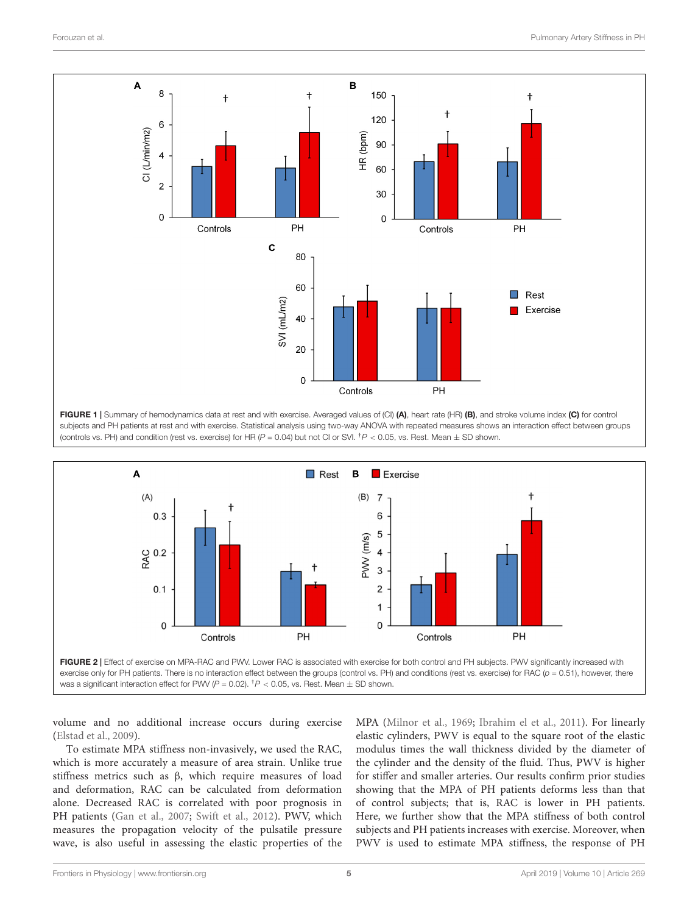FIGURE 1 | Summary of hemodynamics data at rest and with exercise. Averaged values of (CI) **(A)**, heart rate (HR) **(B)**, and stroke volume index **(C)** for control subjects and PH patients at rest and with exercise. Statistical analysis using two-way ANOVA with repeated measures shows an interaction effect between groups (controls vs. PH) and condition (rest vs. exercise) for HR ($P = 0.04$) but not CI or SVI. [†]$P < 0.05$, vs. Rest. Mean ± SD shown.

FIGURE 2 | Effect of exercise on MPA-RAC and PWV. Lower RAC is associated with exercise for both control and PH subjects. PWV significantly increased with exercise only for PH patients. There is no interaction effect between the groups (control vs. PH) and conditions (rest vs. exercise) for RAC ($p = 0.51$), however, there was a significant interaction effect for PWV ($P = 0.02$). [†]$P < 0.05$, vs. Rest. Mean ± SD shown.

volume and no additional increase occurs during exercise (Elstad et al., 2009).

To estimate MPA stiffness non-invasively, we used the RAC, which is more accurately a measure of area strain. Unlike true stiffness metrics such as β, which require measures of load and deformation, RAC can be calculated from deformation alone. Decreased RAC is correlated with poor prognosis in PH patients (Gan et al., 2007; Swift et al., 2012). PWV, which measures the propagation velocity of the pulsatile pressure wave, is also useful in assessing the elastic properties of the MPA (Milnor et al., 1969; Ibrahim el et al., 2011). For linearly elastic cylinders, PWV is equal to the square root of the elastic modulus times the wall thickness divided by the diameter of the cylinder and the density of the fluid. Thus, PWV is higher for stiffer and smaller arteries. Our results confirm prior studies showing that the MPA of PH patients deforms less than that of control subjects; that is, RAC is lower in PH patients. Here, we further show that the MPA stiffness of both control subjects and PH patients increases with exercise. Moreover, when PWV is used to estimate MPA stiffness, the response of PH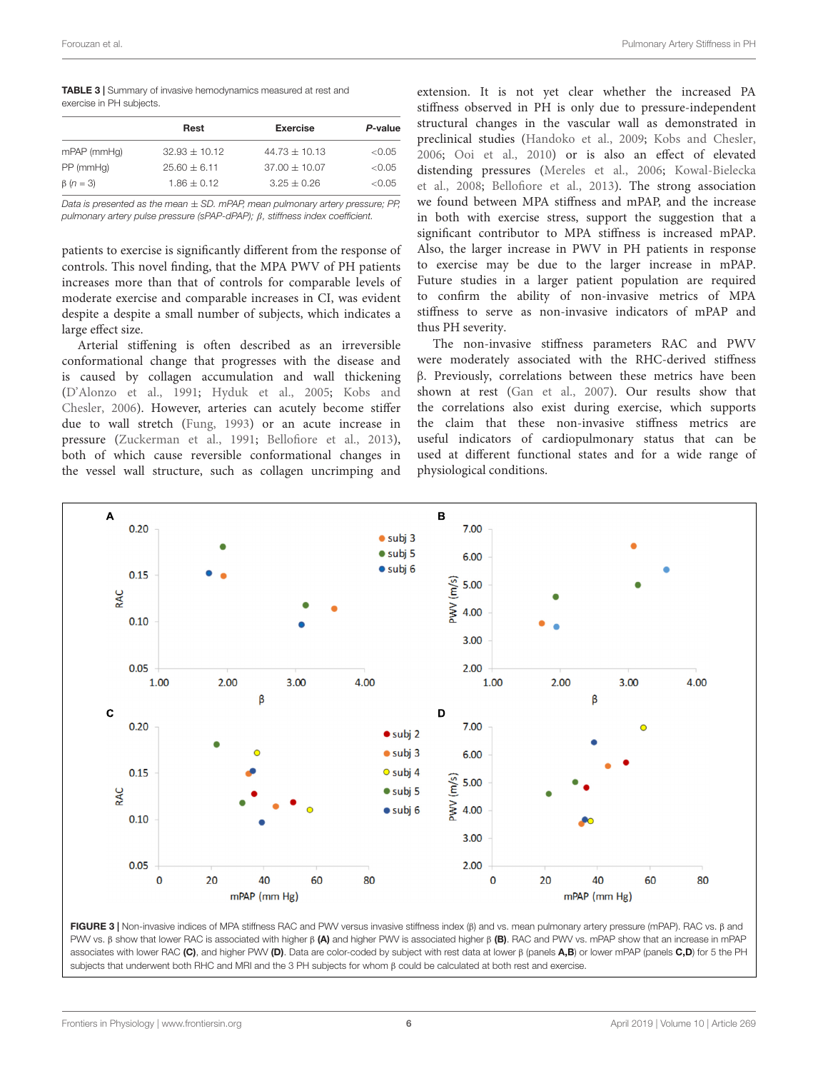**TABLE 3 |** Summary of invasive hemodynamics measured at rest and exercise in PH subjects.

| | Rest | Exercise | *P*-value |
|---|---|---|---|
| mPAP (mmHg) | 32.93 ± 10.12 | 44.73 ± 10.13 | <0.05 |
| PP (mmHg) | 25.60 ± 6.11 | 37.00 ± 10.07 | <0.05 |
| β (*n* = 3) | 1.86 ± 0.12 | 3.25 ± 0.26 | <0.05 |

*Data is presented as the mean ± SD. mPAP, mean pulmonary artery pressure; PP, pulmonary artery pulse pressure (sPAP-dPAP); β, stiffness index coefficient.*

patients to exercise is significantly different from the response of controls. This novel finding, that the MPA PWV of PH patients increases more than that of controls for comparable levels of moderate exercise and comparable increases in CI, was evident despite a despite a small number of subjects, which indicates a large effect size.

Arterial stiffening is often described as an irreversible conformational change that progresses with the disease and is caused by collagen accumulation and wall thickening (D'Alonzo et al., 1991; Hyduk et al., 2005; Kobs and Chesler, 2006). However, arteries can acutely become stiffer due to wall stretch (Fung, 1993) or an acute increase in pressure (Zuckerman et al., 1991; Bellofiore et al., 2013), both of which cause reversible conformational changes in the vessel wall structure, such as collagen uncrimping and extension. It is not yet clear whether the increased PA stiffness observed in PH is only due to pressure-independent structural changes in the vascular wall as demonstrated in preclinical studies (Handoko et al., 2009; Kobs and Chesler, 2006; Ooi et al., 2010) or is also an effect of elevated distending pressures (Mereles et al., 2006; Kowal-Bielecka et al., 2008; Bellofiore et al., 2013). The strong association we found between MPA stiffness and mPAP, and the increase in both with exercise stress, support the suggestion that a significant contributor to MPA stiffness is increased mPAP. Also, the larger increase in PWV in PH patients in response to exercise may be due to the larger increase in mPAP. Future studies in a larger patient population are required to confirm the ability of non-invasive metrics of MPA stiffness to serve as non-invasive indicators of mPAP and thus PH severity.

The non-invasive stiffness parameters RAC and PWV were moderately associated with the RHC-derived stiffness β. Previously, correlations between these metrics have been shown at rest (Gan et al., 2007). Our results show that the correlations also exist during exercise, which supports the claim that these non-invasive stiffness metrics are useful indicators of cardiopulmonary status that can be used at different functional states and for a wide range of physiological conditions.

**FIGURE 3 |** Non-invasive indices of MPA stiffness RAC and PWV versus invasive stiffness index (β) and vs. mean pulmonary artery pressure (mPAP). RAC vs. β and PWV vs. β show that lower RAC is associated with higher β **(A)** and higher PWV is associated higher β **(B)**. RAC and PWV vs. mPAP show that an increase in mPAP associates with lower RAC **(C)**, and higher PWV **(D)**. Data are color-coded by subject with rest data at lower β (panels **A,B**) or lower mPAP (panels **C,D**) for 5 the PH subjects that underwent both RHC and MRI and the 3 PH subjects for whom β could be calculated at both rest and exercise.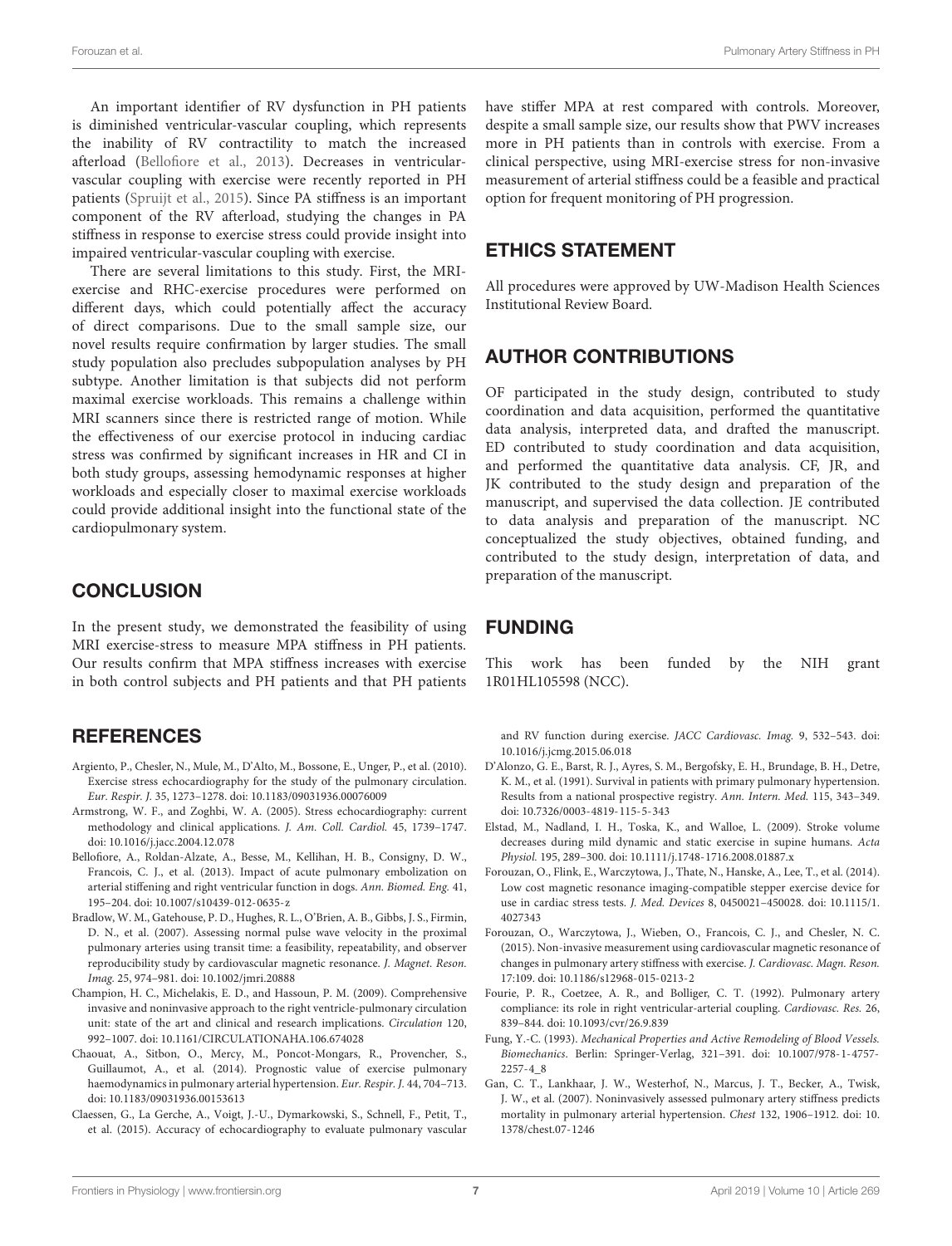An important identifier of RV dysfunction in PH patients is diminished ventricular-vascular coupling, which represents the inability of RV contractility to match the increased afterload (Bellofiore et al., 2013). Decreases in ventricular-vascular coupling with exercise were recently reported in PH patients (Spruijt et al., 2015). Since PA stiffness is an important component of the RV afterload, studying the changes in PA stiffness in response to exercise stress could provide insight into impaired ventricular-vascular coupling with exercise.

There are several limitations to this study. First, the MRI-exercise and RHC-exercise procedures were performed on different days, which could potentially affect the accuracy of direct comparisons. Due to the small sample size, our novel results require confirmation by larger studies. The small study population also precludes subpopulation analyses by PH subtype. Another limitation is that subjects did not perform maximal exercise workloads. This remains a challenge within MRI scanners since there is restricted range of motion. While the effectiveness of our exercise protocol in inducing cardiac stress was confirmed by significant increases in HR and CI in both study groups, assessing hemodynamic responses at higher workloads and especially closer to maximal exercise workloads could provide additional insight into the functional state of the cardiopulmonary system.

## CONCLUSION

In the present study, we demonstrated the feasibility of using MRI exercise-stress to measure MPA stiffness in PH patients. Our results confirm that MPA stiffness increases with exercise in both control subjects and PH patients and that PH patients have stiffer MPA at rest compared with controls. Moreover, despite a small sample size, our results show that PWV increases more in PH patients than in controls with exercise. From a clinical perspective, using MRI-exercise stress for non-invasive measurement of arterial stiffness could be a feasible and practical option for frequent monitoring of PH progression.

## ETHICS STATEMENT

All procedures were approved by UW-Madison Health Sciences Institutional Review Board.

## AUTHOR CONTRIBUTIONS

OF participated in the study design, contributed to study coordination and data acquisition, performed the quantitative data analysis, interpreted data, and drafted the manuscript. ED contributed to study coordination and data acquisition, and performed the quantitative data analysis. CF, JR, and JK contributed to the study design and preparation of the manuscript, and supervised the data collection. JE contributed to data analysis and preparation of the manuscript. NC conceptualized the study objectives, obtained funding, and contributed to the study design, interpretation of data, and preparation of the manuscript.

## FUNDING

This work has been funded by the NIH grant 1R01HL105598 (NCC).

## REFERENCES

Argiento, P., Chesler, N., Mule, M., D'Alto, M., Bossone, E., Unger, P., et al. (2010). Exercise stress echocardiography for the study of the pulmonary circulation. *Eur. Respir. J.* 35, 1273–1278. doi: 10.1183/09031936.00076009

Armstrong, W. F., and Zoghbi, W. A. (2005). Stress echocardiography: current methodology and clinical applications. *J. Am. Coll. Cardiol.* 45, 1739–1747. doi: 10.1016/j.jacc.2004.12.078

Bellofiore, A., Roldan-Alzate, A., Besse, M., Kellihan, H. B., Consigny, D. W., Francois, C. J., et al. (2013). Impact of acute pulmonary embolization on arterial stiffening and right ventricular function in dogs. *Ann. Biomed. Eng.* 41, 195–204. doi: 10.1007/s10439-012-0635-z

Bradlow, W. M., Gatehouse, P. D., Hughes, R. L., O'Brien, A. B., Gibbs, J. S., Firmin, D. N., et al. (2007). Assessing normal pulse wave velocity in the proximal pulmonary arteries using transit time: a feasibility, repeatability, and observer reproducibility study by cardiovascular magnetic resonance. *J. Magnet. Reson. Imag.* 25, 974–981. doi: 10.1002/jmri.20888

Champion, H. C., Michelakis, E. D., and Hassoun, P. M. (2009). Comprehensive invasive and noninvasive approach to the right ventricle-pulmonary circulation unit: state of the art and clinical and research implications. *Circulation* 120, 992–1007. doi: 10.1161/CIRCULATIONAHA.106.674028

Chaouat, A., Sitbon, O., Mercy, M., Poncot-Mongars, R., Provencher, S., Guillaumot, A., et al. (2014). Prognostic value of exercise pulmonary haemodynamics in pulmonary arterial hypertension. *Eur. Respir. J.* 44, 704–713. doi: 10.1183/09031936.00153613

Claessen, G., La Gerche, A., Voigt, J.-U., Dymarkowski, S., Schnell, F., Petit, T., et al. (2015). Accuracy of echocardiography to evaluate pulmonary vascular and RV function during exercise. *JACC Cardiovasc. Imag.* 9, 532–543. doi: 10.1016/j.jcmg.2015.06.018

D'Alonzo, G. E., Barst, R. J., Ayres, S. M., Bergofsky, E. H., Brundage, B. H., Detre, K. M., et al. (1991). Survival in patients with primary pulmonary hypertension. Results from a national prospective registry. *Ann. Intern. Med.* 115, 343–349. doi: 10.7326/0003-4819-115-5-343

Elstad, M., Nadland, I. H., Toska, K., and Walloe, L. (2009). Stroke volume decreases during mild dynamic and static exercise in supine humans. *Acta Physiol.* 195, 289–300. doi: 10.1111/j.1748-1716.2008.01887.x

Forouzan, O., Flink, E., Warczytowa, J., Thate, N., Hanske, A., Lee, T., et al. (2014). Low cost magnetic resonance imaging-compatible stepper exercise device for use in cardiac stress tests. *J. Med. Devices* 8, 0450021–450028. doi: 10.1115/1.4027343

Forouzan, O., Warczytowa, J., Wieben, O., Francois, C. J., and Chesler, N. C. (2015). Non-invasive measurement using cardiovascular magnetic resonance of changes in pulmonary artery stiffness with exercise. *J. Cardiovasc. Magn. Reson.* 17:109. doi: 10.1186/s12968-015-0213-2

Fourie, P. R., Coetzee, A. R., and Bolliger, C. T. (1992). Pulmonary artery compliance: its role in right ventricular-arterial coupling. *Cardiovasc. Res.* 26, 839–844. doi: 10.1093/cvr/26.9.839

Fung, Y.-C. (1993). *Mechanical Properties and Active Remodeling of Blood Vessels. Biomechanics*. Berlin: Springer-Verlag, 321–391. doi: 10.1007/978-1-4757-2257-4_8

Gan, C. T., Lankhaar, J. W., Westerhof, N., Marcus, J. T., Becker, A., Twisk, J. W., et al. (2007). Noninvasively assessed pulmonary artery stiffness predicts mortality in pulmonary arterial hypertension. *Chest* 132, 1906–1912. doi: 10.1378/chest.07-1246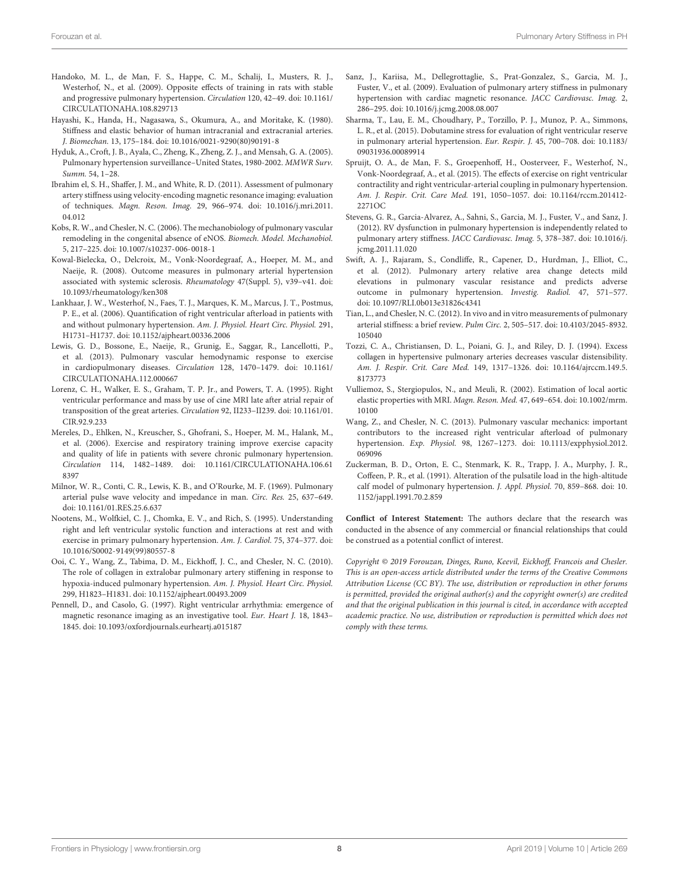Handoko, M. L., de Man, F. S., Happe, C. M., Schalij, I., Musters, R. J., Westerhof, N., et al. (2009). Opposite effects of training in rats with stable and progressive pulmonary hypertension. *Circulation* 120, 42–49. doi: 10.1161/CIRCULATIONAHA.108.829713

Hayashi, K., Handa, H., Nagasawa, S., Okumura, A., and Moritake, K. (1980). Stiffness and elastic behavior of human intracranial and extracranial arteries. *J. Biomechan.* 13, 175–184. doi: 10.1016/0021-9290(80)90191-8

Hyduk, A., Croft, J. B., Ayala, C., Zheng, K., Zheng, Z. J., and Mensah, G. A. (2005). Pulmonary hypertension surveillance–United States, 1980-2002. *MMWR Surv. Summ.* 54, 1–28.

Ibrahim el, S. H., Shaffer, J. M., and White, R. D. (2011). Assessment of pulmonary artery stiffness using velocity-encoding magnetic resonance imaging: evaluation of techniques. *Magn. Reson. Imag.* 29, 966–974. doi: 10.1016/j.mri.2011.04.012

Kobs, R. W., and Chesler, N. C. (2006). The mechanobiology of pulmonary vascular remodeling in the congenital absence of eNOS. *Biomech. Model. Mechanobiol.* 5, 217–225. doi: 10.1007/s10237-006-0018-1

Kowal-Bielecka, O., Delcroix, M., Vonk-Noordegraaf, A., Hoeper, M. M., and Naeije, R. (2008). Outcome measures in pulmonary arterial hypertension associated with systemic sclerosis. *Rheumatology* 47(Suppl. 5), v39–v41. doi: 10.1093/rheumatology/ken308

Lankhaar, J. W., Westerhof, N., Faes, T. J., Marques, K. M., Marcus, J. T., Postmus, P. E., et al. (2006). Quantification of right ventricular afterload in patients with and without pulmonary hypertension. *Am. J. Physiol. Heart Circ. Physiol.* 291, H1731–H1737. doi: 10.1152/ajpheart.00336.2006

Lewis, G. D., Bossone, E., Naeije, R., Grunig, E., Saggar, R., Lancellotti, P., et al. (2013). Pulmonary vascular hemodynamic response to exercise in cardiopulmonary diseases. *Circulation* 128, 1470–1479. doi: 10.1161/CIRCULATIONAHA.112.000667

Lorenz, C. H., Walker, E. S., Graham, T. P. Jr., and Powers, T. A. (1995). Right ventricular performance and mass by use of cine MRI late after atrial repair of transposition of the great arteries. *Circulation* 92, II233–II239. doi: 10.1161/01.CIR.92.9.233

Mereles, D., Ehlken, N., Kreuscher, S., Ghofrani, S., Hoeper, M. M., Halank, M., et al. (2006). Exercise and respiratory training improve exercise capacity and quality of life in patients with severe chronic pulmonary hypertension. *Circulation* 114, 1482–1489. doi: 10.1161/CIRCULATIONAHA.106.618397

Milnor, W. R., Conti, C. R., Lewis, K. B., and O'Rourke, M. F. (1969). Pulmonary arterial pulse wave velocity and impedance in man. *Circ. Res.* 25, 637–649. doi: 10.1161/01.RES.25.6.637

Nootens, M., Wolfkiel, C. J., Chomka, E. V., and Rich, S. (1995). Understanding right and left ventricular systolic function and interactions at rest and with exercise in primary pulmonary hypertension. *Am. J. Cardiol.* 75, 374–377. doi: 10.1016/S0002-9149(99)80557-8

Ooi, C. Y., Wang, Z., Tabima, D. M., Eickhoff, J. C., and Chesler, N. C. (2010). The role of collagen in extralobar pulmonary artery stiffening in response to hypoxia-induced pulmonary hypertension. *Am. J. Physiol. Heart Circ. Physiol.* 299, H1823–H1831. doi: 10.1152/ajpheart.00493.2009

Pennell, D., and Casolo, G. (1997). Right ventricular arrhythmia: emergence of magnetic resonance imaging as an investigative tool. *Eur. Heart J.* 18, 1843–1845. doi: 10.1093/oxfordjournals.eurheartj.a015187

Sanz, J., Kariisa, M., Dellegrottaglie, S., Prat-Gonzalez, S., Garcia, M. J., Fuster, V., et al. (2009). Evaluation of pulmonary artery stiffness in pulmonary hypertension with cardiac magnetic resonance. *JACC Cardiovasc. Imag.* 2, 286–295. doi: 10.1016/j.jcmg.2008.08.007

Sharma, T., Lau, E. M., Choudhary, P., Torzillo, P. J., Munoz, P. A., Simmons, L. R., et al. (2015). Dobutamine stress for evaluation of right ventricular reserve in pulmonary arterial hypertension. *Eur. Respir. J.* 45, 700–708. doi: 10.1183/09031936.00089914

Spruijt, O. A., de Man, F. S., Groepenhoff, H., Oosterveer, F., Westerhof, N., Vonk-Noordegraaf, A., et al. (2015). The effects of exercise on right ventricular contractility and right ventricular-arterial coupling in pulmonary hypertension. *Am. J. Respir. Crit. Care Med.* 191, 1050–1057. doi: 10.1164/rccm.201412-2271OC

Stevens, G. R., Garcia-Alvarez, A., Sahni, S., Garcia, M. J., Fuster, V., and Sanz, J. (2012). RV dysfunction in pulmonary hypertension is independently related to pulmonary artery stiffness. *JACC Cardiovasc. Imag.* 5, 378–387. doi: 10.1016/j.jcmg.2011.11.020

Swift, A. J., Rajaram, S., Condliffe, R., Capener, D., Hurdman, J., Elliot, C., et al. (2012). Pulmonary artery relative area change detects mild elevations in pulmonary vascular resistance and predicts adverse outcome in pulmonary hypertension. *Investig. Radiol.* 47, 571–577. doi: 10.1097/RLI.0b013e31826c4341

Tian, L., and Chesler, N. C. (2012). In vivo and in vitro measurements of pulmonary arterial stiffness: a brief review. *Pulm Circ.* 2, 505–517. doi: 10.4103/2045-8932.105040

Tozzi, C. A., Christiansen, D. L., Poiani, G. J., and Riley, D. J. (1994). Excess collagen in hypertensive pulmonary arteries decreases vascular distensibility. *Am. J. Respir. Crit. Care Med.* 149, 1317–1326. doi: 10.1164/ajrccm.149.5.8173773

Vulliemoz, S., Stergiopulos, N., and Meuli, R. (2002). Estimation of local aortic elastic properties with MRI. *Magn. Reson. Med.* 47, 649–654. doi: 10.1002/mrm.10100

Wang, Z., and Chesler, N. C. (2013). Pulmonary vascular mechanics: important contributors to the increased right ventricular afterload of pulmonary hypertension. *Exp. Physiol.* 98, 1267–1273. doi: 10.1113/expphysiol.2012.069096

Zuckerman, B. D., Orton, E. C., Stenmark, K. R., Trapp, J. A., Murphy, J. R., Coffeen, P. R., et al. (1991). Alteration of the pulsatile load in the high-altitude calf model of pulmonary hypertension. *J. Appl. Physiol.* 70, 859–868. doi: 10.1152/jappl.1991.70.2.859

**Conflict of Interest Statement:** The authors declare that the research was conducted in the absence of any commercial or financial relationships that could be construed as a potential conflict of interest.

*Copyright © 2019 Forouzan, Dinges, Runo, Keevil, Eickhoff, Francois and Chesler. This is an open-access article distributed under the terms of the Creative Commons Attribution License (CC BY). The use, distribution or reproduction in other forums is permitted, provided the original author(s) and the copyright owner(s) are credited and that the original publication in this journal is cited, in accordance with accepted academic practice. No use, distribution or reproduction is permitted which does not comply with these terms.*